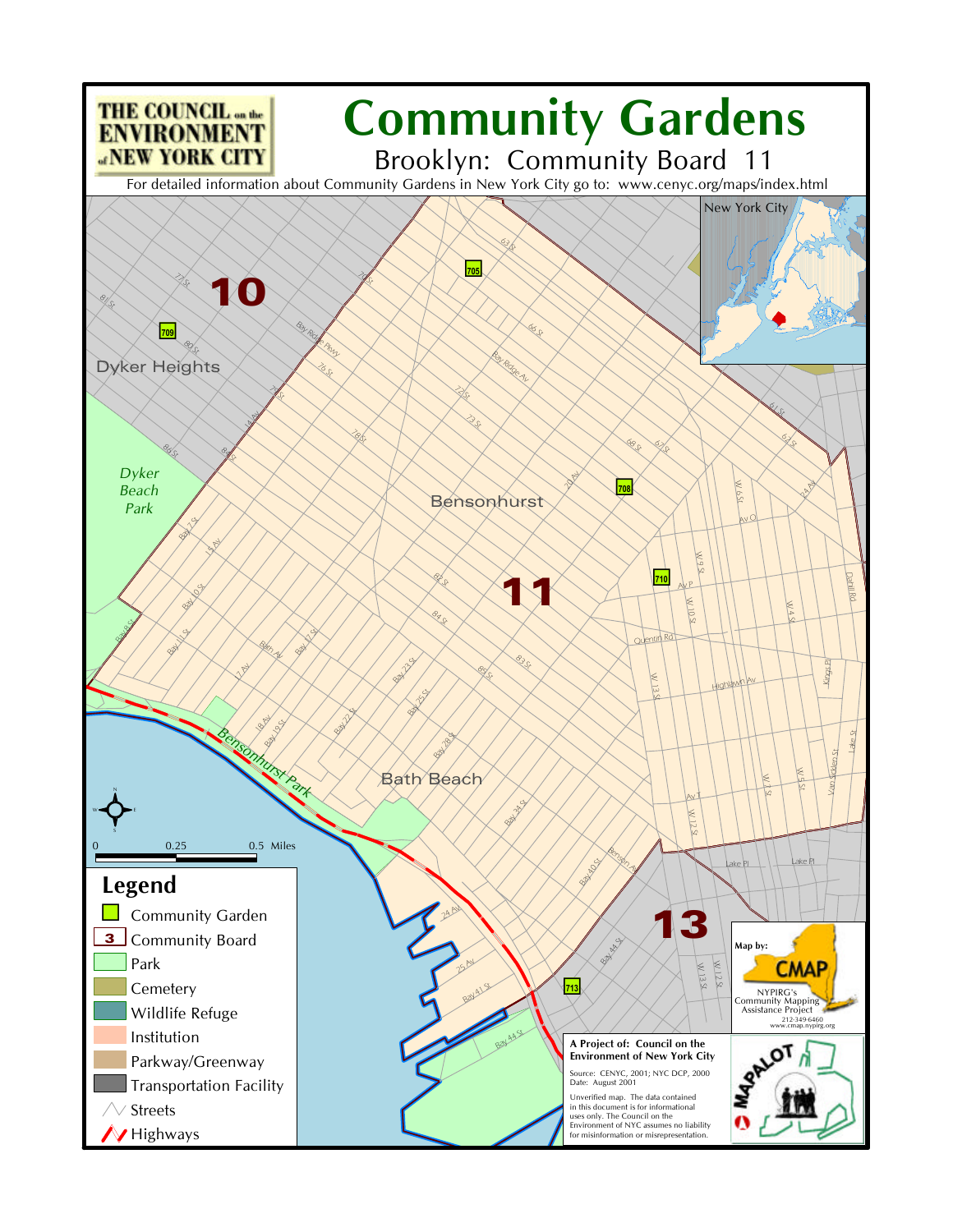THE COUNCIL on the ENVIRONMENT of NEW YORK CITY

# Community Gardens

## Brooklyn: Community Board 11

For detailed information about Community Gardens in New York City go to: www.cenyc.org/maps/index.html

## Legend

- Community Garden
- Community Board
- Park
- Cemetery
- Wildlife Refuge
- Institution
- Parkway/Greenway
- Transportation Facility
- Streets
- Highways

0 0.25 0.5 Miles

Map by: CMAP
NYPIRG's Community Mapping Assistance Project
212-349-6460
www.cmap.nypirg.org

**A Project of: Council on the Environment of New York City**

Source: CENYC, 2001; NYC DCP, 2000
Date: August 2001

Unverified map. The data contained in this document is for informational uses only. The Council on the Environment of NYC assumes no liability for misinformation or misrepresentation.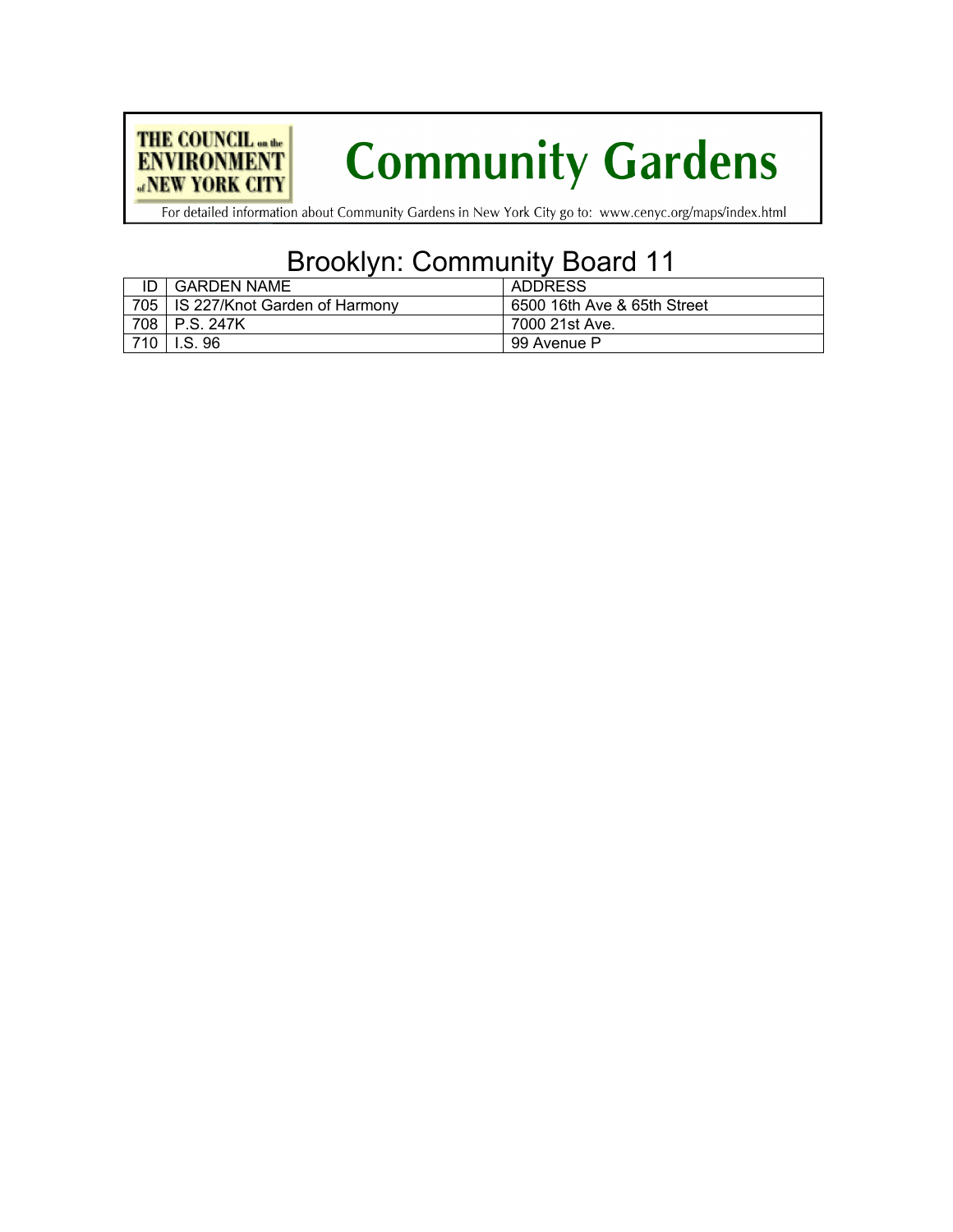THE COUNCIL on the ENVIRONMENT of NEW YORK CITY

# Community Gardens

For detailed information about Community Gardens in New York City go to: www.cenyc.org/maps/index.html

## Brooklyn: Community Board 11

| ID | GARDEN NAME | ADDRESS |
|---|---|---|
| 705 | IS 227/Knot Garden of Harmony | 6500 16th Ave & 65th Street |
| 708 | P.S. 247K | 7000 21st Ave. |
| 710 | I.S. 96 | 99 Avenue P |